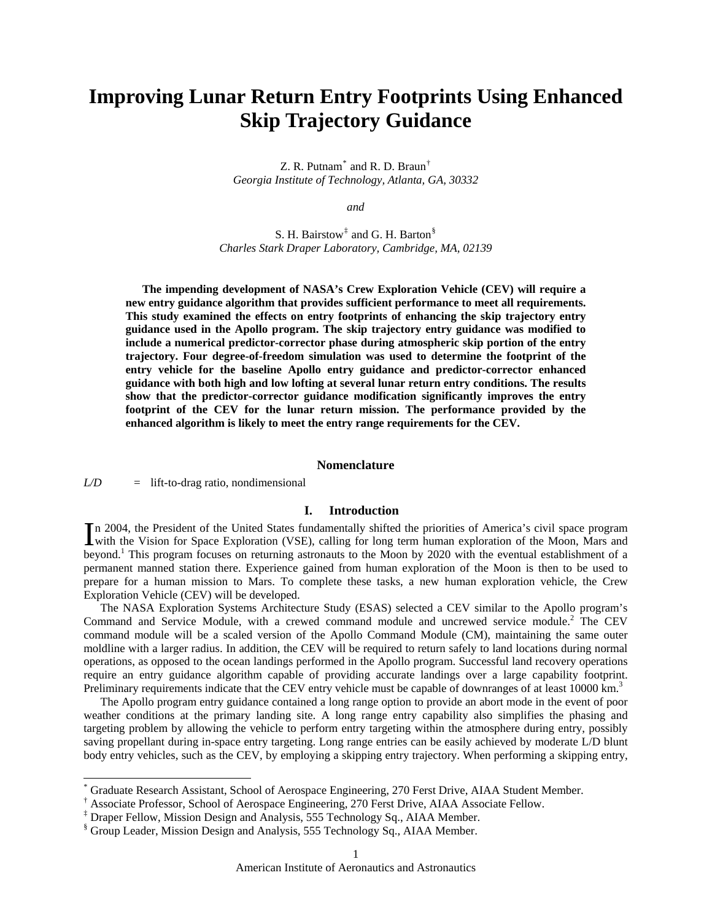# Improving Lunar Return Entry Footprints Using Enhanced Skip Trajectory Guidance

Z. R. Putnam[*] and R. D. Braun[†]
*Georgia Institute of Technology, Atlanta, GA, 30332*

*and*

S. H. Bairstow[‡] and G. H. Barton[§]
*Charles Stark Draper Laboratory, Cambridge, MA, 02139*

**The impending development of NASA's Crew Exploration Vehicle (CEV) will require a new entry guidance algorithm that provides sufficient performance to meet all requirements. This study examined the effects on entry footprints of enhancing the skip trajectory entry guidance used in the Apollo program. The skip trajectory entry guidance was modified to include a numerical predictor-corrector phase during atmospheric skip portion of the entry trajectory. Four degree-of-freedom simulation was used to determine the footprint of the entry vehicle for the baseline Apollo entry guidance and predictor-corrector enhanced guidance with both high and low lofting at several lunar return entry conditions. The results show that the predictor-corrector guidance modification significantly improves the entry footprint of the CEV for the lunar return mission. The performance provided by the enhanced algorithm is likely to meet the entry range requirements for the CEV.**

## Nomenclature

*L/D* = lift-to-drag ratio, nondimensional

## I. Introduction

In 2004, the President of the United States fundamentally shifted the priorities of America's civil space program with the Vision for Space Exploration (VSE), calling for long term human exploration of the Moon, Mars and beyond.[1] This program focuses on returning astronauts to the Moon by 2020 with the eventual establishment of a permanent manned station there. Experience gained from human exploration of the Moon is then to be used to prepare for a human mission to Mars. To complete these tasks, a new human exploration vehicle, the Crew Exploration Vehicle (CEV) will be developed.

The NASA Exploration Systems Architecture Study (ESAS) selected a CEV similar to the Apollo program's Command and Service Module, with a crewed command module and uncrewed service module.[2] The CEV command module will be a scaled version of the Apollo Command Module (CM), maintaining the same outer moldline with a larger radius. In addition, the CEV will be required to return safely to land locations during normal operations, as opposed to the ocean landings performed in the Apollo program. Successful land recovery operations require an entry guidance algorithm capable of providing accurate landings over a large capability footprint. Preliminary requirements indicate that the CEV entry vehicle must be capable of downranges of at least 10000 km.[3]

The Apollo program entry guidance contained a long range option to provide an abort mode in the event of poor weather conditions at the primary landing site. A long range entry capability also simplifies the phasing and targeting problem by allowing the vehicle to perform entry targeting within the atmosphere during entry, possibly saving propellant during in-space entry targeting. Long range entries can be easily achieved by moderate L/D blunt body entry vehicles, such as the CEV, by employing a skipping entry trajectory. When performing a skipping entry,

---

[*] Graduate Research Assistant, School of Aerospace Engineering, 270 Ferst Drive, AIAA Student Member.
[†] Associate Professor, School of Aerospace Engineering, 270 Ferst Drive, AIAA Associate Fellow.
[‡] Draper Fellow, Mission Design and Analysis, 555 Technology Sq., AIAA Member.
[§] Group Leader, Mission Design and Analysis, 555 Technology Sq., AIAA Member.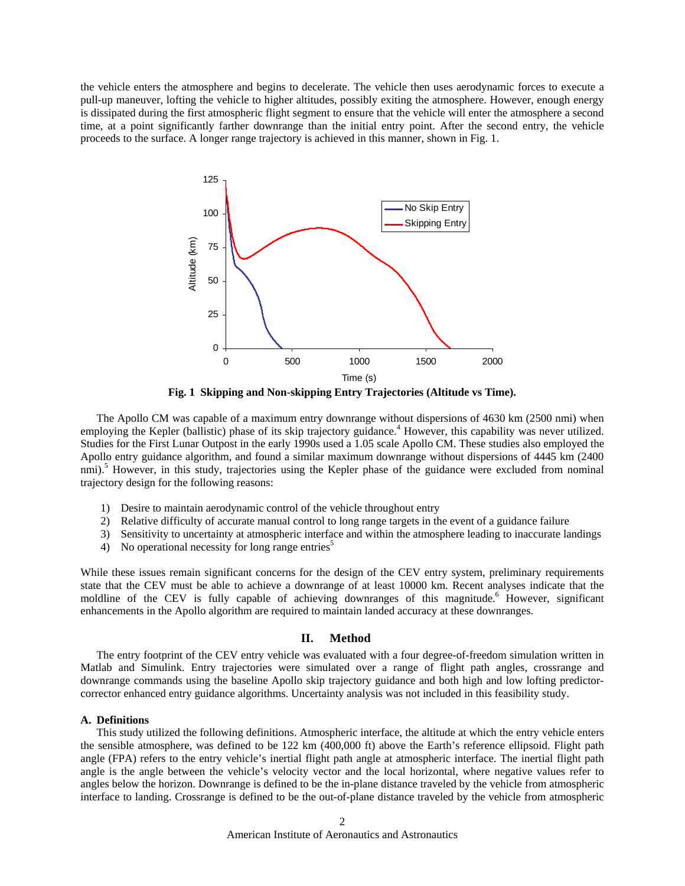the vehicle enters the atmosphere and begins to decelerate. The vehicle then uses aerodynamic forces to execute a pull-up maneuver, lofting the vehicle to higher altitudes, possibly exiting the atmosphere. However, enough energy is dissipated during the first atmospheric flight segment to ensure that the vehicle will enter the atmosphere a second time, at a point significantly farther downrange than the initial entry point. After the second entry, the vehicle proceeds to the surface. A longer range trajectory is achieved in this manner, shown in Fig. 1.

**Fig. 1 Skipping and Non-skipping Entry Trajectories (Altitude vs Time).**

The Apollo CM was capable of a maximum entry downrange without dispersions of 4630 km (2500 nmi) when employing the Kepler (ballistic) phase of its skip trajectory guidance.[4] However, this capability was never utilized. Studies for the First Lunar Outpost in the early 1990s used a 1.05 scale Apollo CM. These studies also employed the Apollo entry guidance algorithm, and found a similar maximum downrange without dispersions of 4445 km (2400 nmi).[5] However, in this study, trajectories using the Kepler phase of the guidance were excluded from nominal trajectory design for the following reasons:

1) Desire to maintain aerodynamic control of the vehicle throughout entry
2) Relative difficulty of accurate manual control to long range targets in the event of a guidance failure
3) Sensitivity to uncertainty at atmospheric interface and within the atmosphere leading to inaccurate landings
4) No operational necessity for long range entries[5]

While these issues remain significant concerns for the design of the CEV entry system, preliminary requirements state that the CEV must be able to achieve a downrange of at least 10000 km. Recent analyses indicate that the moldline of the CEV is fully capable of achieving downranges of this magnitude.[6] However, significant enhancements in the Apollo algorithm are required to maintain landed accuracy at these downranges.

## II. Method

The entry footprint of the CEV entry vehicle was evaluated with a four degree-of-freedom simulation written in Matlab and Simulink. Entry trajectories were simulated over a range of flight path angles, crossrange and downrange commands using the baseline Apollo skip trajectory guidance and both high and low lofting predictor-corrector enhanced entry guidance algorithms. Uncertainty analysis was not included in this feasibility study.

### A. Definitions

This study utilized the following definitions. Atmospheric interface, the altitude at which the entry vehicle enters the sensible atmosphere, was defined to be 122 km (400,000 ft) above the Earth's reference ellipsoid. Flight path angle (FPA) refers to the entry vehicle's inertial flight path angle at atmospheric interface. The inertial flight path angle is the angle between the vehicle's velocity vector and the local horizontal, where negative values refer to angles below the horizon. Downrange is defined to be the in-plane distance traveled by the vehicle from atmospheric interface to landing. Crossrange is defined to be the out-of-plane distance traveled by the vehicle from atmospheric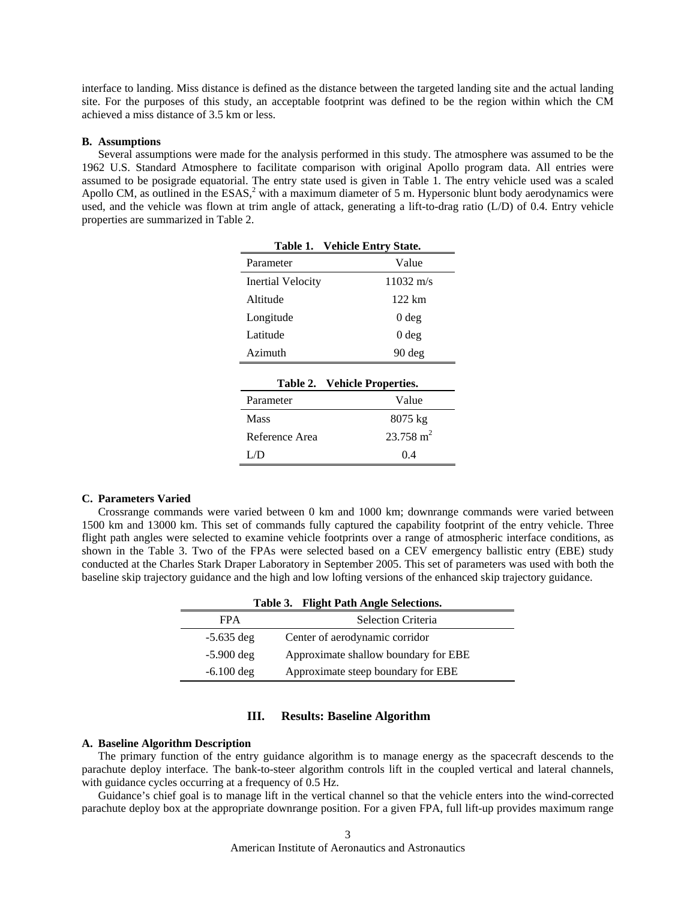interface to landing. Miss distance is defined as the distance between the targeted landing site and the actual landing site. For the purposes of this study, an acceptable footprint was defined to be the region within which the CM achieved a miss distance of 3.5 km or less.

### B. Assumptions

Several assumptions were made for the analysis performed in this study. The atmosphere was assumed to be the 1962 U.S. Standard Atmosphere to facilitate comparison with original Apollo program data. All entries were assumed to be posigrade equatorial. The entry state used is given in Table 1. The entry vehicle used was a scaled Apollo CM, as outlined in the ESAS,[2] with a maximum diameter of 5 m. Hypersonic blunt body aerodynamics were used, and the vehicle was flown at trim angle of attack, generating a lift-to-drag ratio (L/D) of 0.4. Entry vehicle properties are summarized in Table 2.

**Table 1. Vehicle Entry State.**

| Parameter | Value |
|---|---|
| Inertial Velocity | 11032 m/s |
| Altitude | 122 km |
| Longitude | 0 deg |
| Latitude | 0 deg |
| Azimuth | 90 deg |

**Table 2. Vehicle Properties.**

| Parameter | Value |
|---|---|
| Mass | 8075 kg |
| Reference Area | 23.758 $m^2$ |
| L/D | 0.4 |

### C. Parameters Varied

Crossrange commands were varied between 0 km and 1000 km; downrange commands were varied between 1500 km and 13000 km. This set of commands fully captured the capability footprint of the entry vehicle. Three flight path angles were selected to examine vehicle footprints over a range of atmospheric interface conditions, as shown in the Table 3. Two of the FPAs were selected based on a CEV emergency ballistic entry (EBE) study conducted at the Charles Stark Draper Laboratory in September 2005. This set of parameters was used with both the baseline skip trajectory guidance and the high and low lofting versions of the enhanced skip trajectory guidance.

**Table 3. Flight Path Angle Selections.**

| FPA | Selection Criteria |
|---|---|
| -5.635 deg | Center of aerodynamic corridor |
| -5.900 deg | Approximate shallow boundary for EBE |
| -6.100 deg | Approximate steep boundary for EBE |

## III. Results: Baseline Algorithm

### A. Baseline Algorithm Description

The primary function of the entry guidance algorithm is to manage energy as the spacecraft descends to the parachute deploy interface. The bank-to-steer algorithm controls lift in the coupled vertical and lateral channels, with guidance cycles occurring at a frequency of 0.5 Hz.

Guidance's chief goal is to manage lift in the vertical channel so that the vehicle enters into the wind-corrected parachute deploy box at the appropriate downrange position. For a given FPA, full lift-up provides maximum range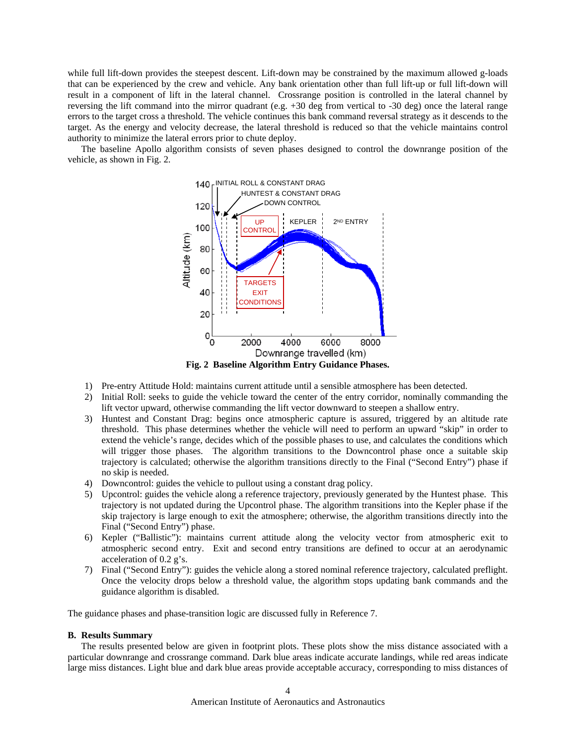while full lift-down provides the steepest descent. Lift-down may be constrained by the maximum allowed g-loads that can be experienced by the crew and vehicle. Any bank orientation other than full lift-up or full lift-down will result in a component of lift in the lateral channel. Crossrange position is controlled in the lateral channel by reversing the lift command into the mirror quadrant (e.g. +30 deg from vertical to -30 deg) once the lateral range errors to the target cross a threshold. The vehicle continues this bank command reversal strategy as it descends to the target. As the energy and velocity decrease, the lateral threshold is reduced so that the vehicle maintains control authority to minimize the lateral errors prior to chute deploy.

The baseline Apollo algorithm consists of seven phases designed to control the downrange position of the vehicle, as shown in Fig. 2.

**Fig. 2 Baseline Algorithm Entry Guidance Phases.**

1) Pre-entry Attitude Hold: maintains current attitude until a sensible atmosphere has been detected.
2) Initial Roll: seeks to guide the vehicle toward the center of the entry corridor, nominally commanding the lift vector upward, otherwise commanding the lift vector downward to steepen a shallow entry.
3) Huntest and Constant Drag: begins once atmospheric capture is assured, triggered by an altitude rate threshold. This phase determines whether the vehicle will need to perform an upward "skip" in order to extend the vehicle's range, decides which of the possible phases to use, and calculates the conditions which will trigger those phases. The algorithm transitions to the Downcontrol phase once a suitable skip trajectory is calculated; otherwise the algorithm transitions directly to the Final ("Second Entry") phase if no skip is needed.
4) Downcontrol: guides the vehicle to pullout using a constant drag policy.
5) Upcontrol: guides the vehicle along a reference trajectory, previously generated by the Huntest phase. This trajectory is not updated during the Upcontrol phase. The algorithm transitions into the Kepler phase if the skip trajectory is large enough to exit the atmosphere; otherwise, the algorithm transitions directly into the Final ("Second Entry") phase.
6) Kepler ("Ballistic"): maintains current attitude along the velocity vector from atmospheric exit to atmospheric second entry. Exit and second entry transitions are defined to occur at an aerodynamic acceleration of 0.2 g's.
7) Final ("Second Entry"): guides the vehicle along a stored nominal reference trajectory, calculated preflight. Once the velocity drops below a threshold value, the algorithm stops updating bank commands and the guidance algorithm is disabled.

The guidance phases and phase-transition logic are discussed fully in Reference 7.

### B. Results Summary

The results presented below are given in footprint plots. These plots show the miss distance associated with a particular downrange and crossrange command. Dark blue areas indicate accurate landings, while red areas indicate large miss distances. Light blue and dark blue areas provide acceptable accuracy, corresponding to miss distances of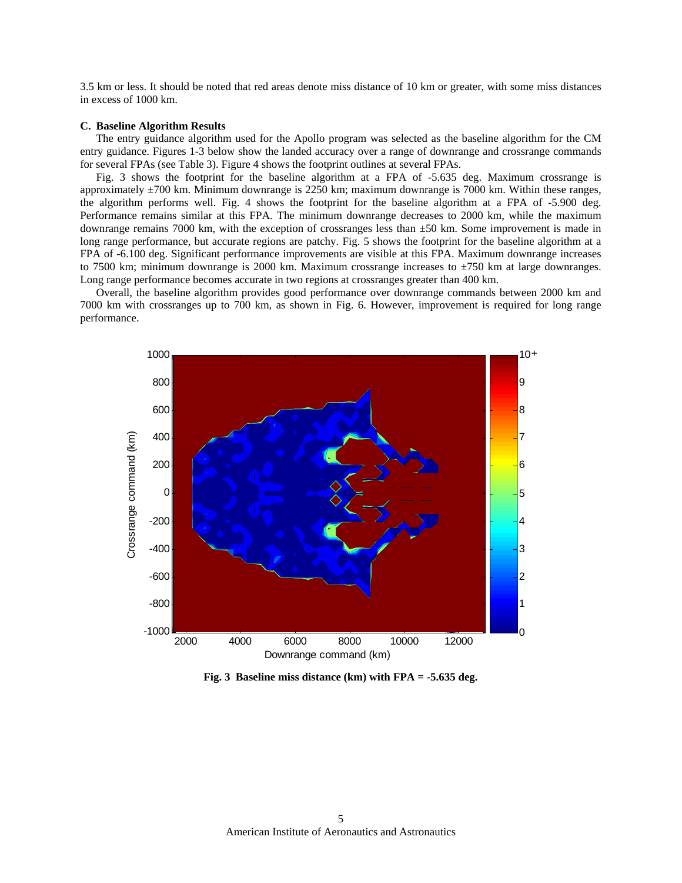3.5 km or less. It should be noted that red areas denote miss distance of 10 km or greater, with some miss distances in excess of 1000 km.

### C. Baseline Algorithm Results

The entry guidance algorithm used for the Apollo program was selected as the baseline algorithm for the CM entry guidance. Figures 1-3 below show the landed accuracy over a range of downrange and crossrange commands for several FPAs (see Table 3). Figure 4 shows the footprint outlines at several FPAs.

Fig. 3 shows the footprint for the baseline algorithm at a FPA of -5.635 deg. Maximum crossrange is approximately ±700 km. Minimum downrange is 2250 km; maximum downrange is 7000 km. Within these ranges, the algorithm performs well. Fig. 4 shows the footprint for the baseline algorithm at a FPA of -5.900 deg. Performance remains similar at this FPA. The minimum downrange decreases to 2000 km, while the maximum downrange remains 7000 km, with the exception of crossranges less than ±50 km. Some improvement is made in long range performance, but accurate regions are patchy. Fig. 5 shows the footprint for the baseline algorithm at a FPA of -6.100 deg. Significant performance improvements are visible at this FPA. Maximum downrange increases to 7500 km; minimum downrange is 2000 km. Maximum crossrange increases to ±750 km at large downranges. Long range performance becomes accurate in two regions at crossranges greater than 400 km.

Overall, the baseline algorithm provides good performance over downrange commands between 2000 km and 7000 km with crossranges up to 700 km, as shown in Fig. 6. However, improvement is required for long range performance.

**Fig. 3 Baseline miss distance (km) with FPA = -5.635 deg.**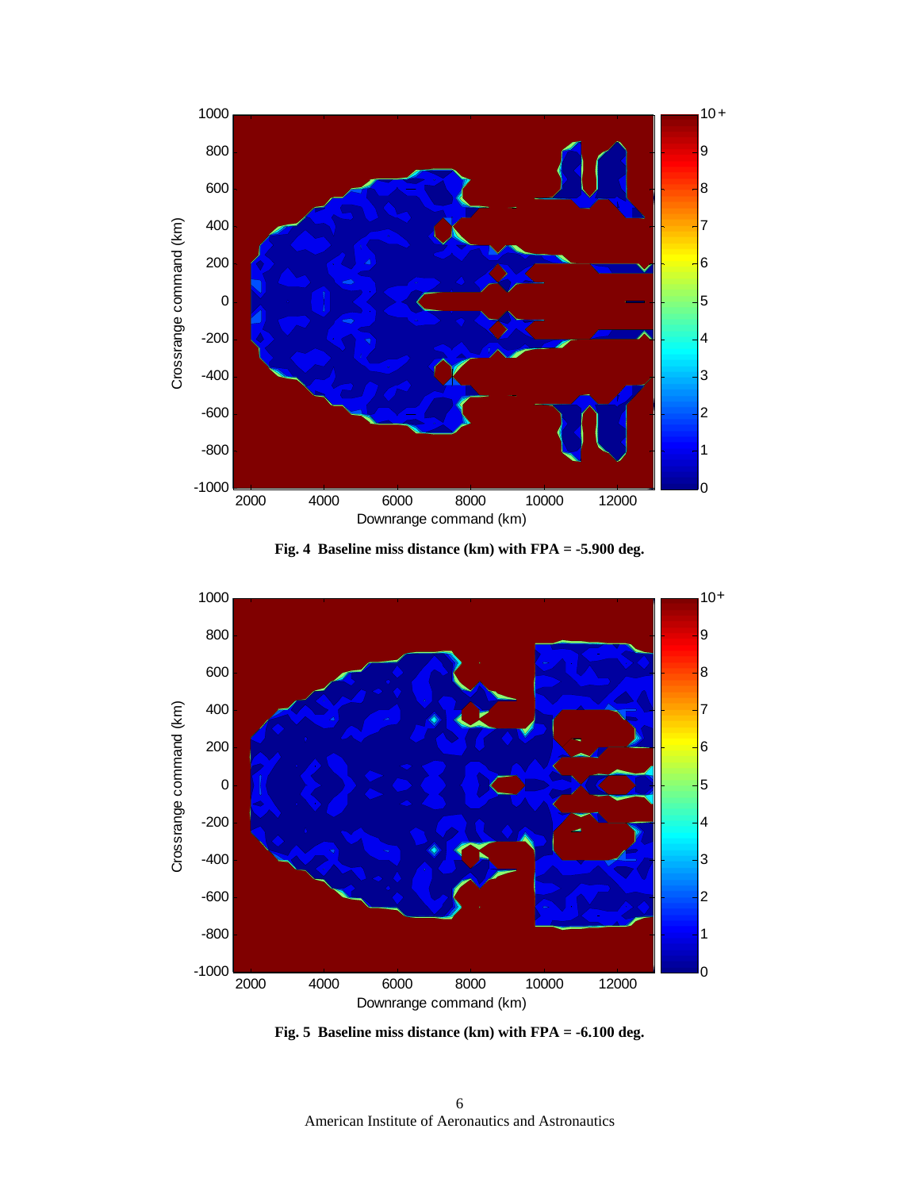**Fig. 4 Baseline miss distance (km) with FPA = -5.900 deg.**

**Fig. 5 Baseline miss distance (km) with FPA = -6.100 deg.**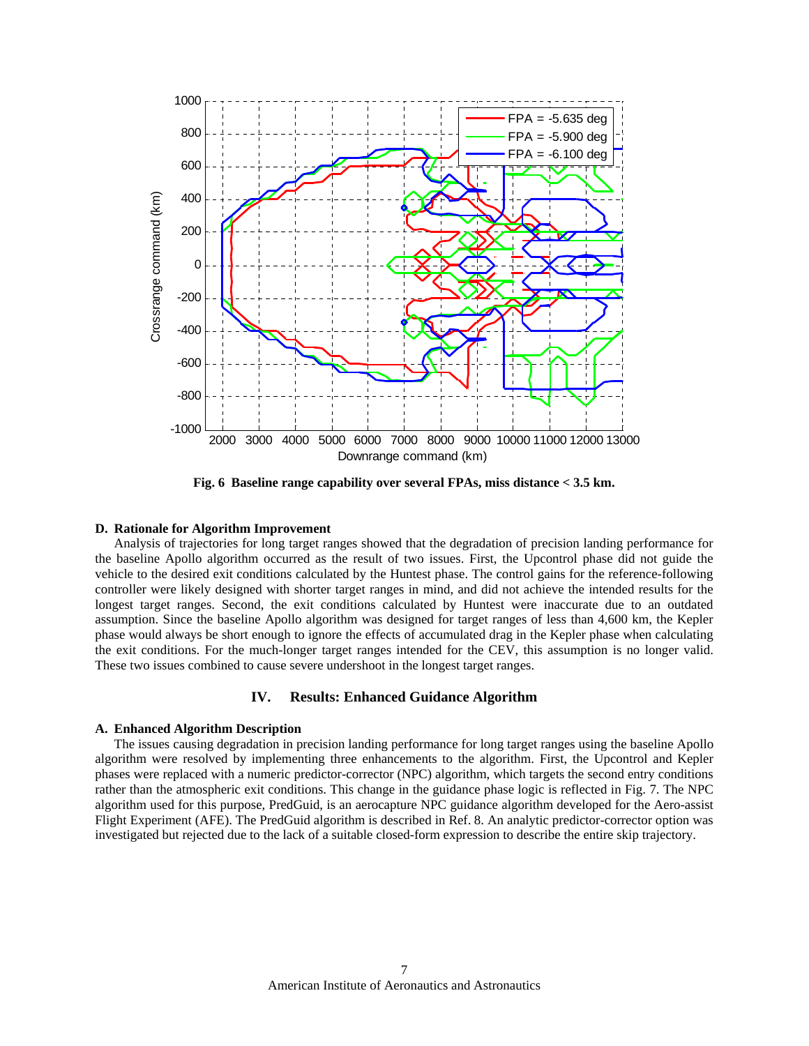Fig. 6  Baseline range capability over several FPAs, miss distance < 3.5 km.

### D. Rationale for Algorithm Improvement

Analysis of trajectories for long target ranges showed that the degradation of precision landing performance for the baseline Apollo algorithm occurred as the result of two issues. First, the Upcontrol phase did not guide the vehicle to the desired exit conditions calculated by the Huntest phase. The control gains for the reference-following controller were likely designed with shorter target ranges in mind, and did not achieve the intended results for the longest target ranges. Second, the exit conditions calculated by Huntest were inaccurate due to an outdated assumption. Since the baseline Apollo algorithm was designed for target ranges of less than 4,600 km, the Kepler phase would always be short enough to ignore the effects of accumulated drag in the Kepler phase when calculating the exit conditions. For the much-longer target ranges intended for the CEV, this assumption is no longer valid. These two issues combined to cause severe undershoot in the longest target ranges.

## IV. Results: Enhanced Guidance Algorithm

### A. Enhanced Algorithm Description

The issues causing degradation in precision landing performance for long target ranges using the baseline Apollo algorithm were resolved by implementing three enhancements to the algorithm. First, the Upcontrol and Kepler phases were replaced with a numeric predictor-corrector (NPC) algorithm, which targets the second entry conditions rather than the atmospheric exit conditions. This change in the guidance phase logic is reflected in Fig. 7. The NPC algorithm used for this purpose, PredGuid, is an aerocapture NPC guidance algorithm developed for the Aero-assist Flight Experiment (AFE). The PredGuid algorithm is described in Ref. 8. An analytic predictor-corrector option was investigated but rejected due to the lack of a suitable closed-form expression to describe the entire skip trajectory.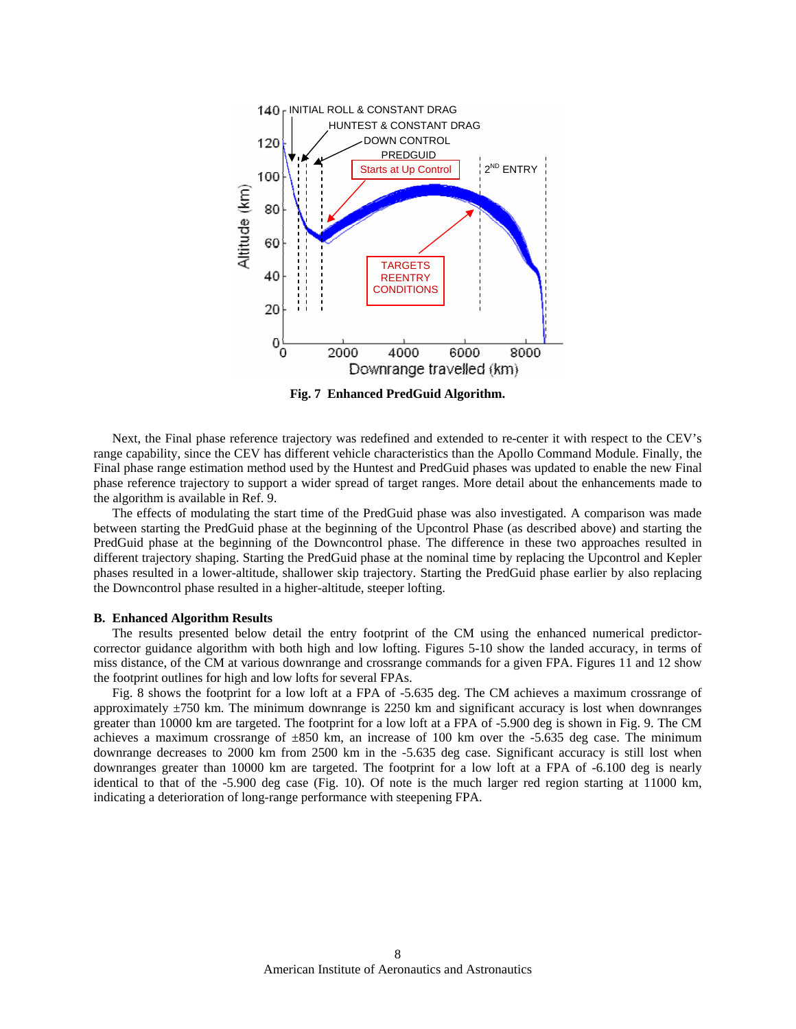Fig. 7  Enhanced PredGuid Algorithm.

Next, the Final phase reference trajectory was redefined and extended to re-center it with respect to the CEV's range capability, since the CEV has different vehicle characteristics than the Apollo Command Module. Finally, the Final phase range estimation method used by the Huntest and PredGuid phases was updated to enable the new Final phase reference trajectory to support a wider spread of target ranges. More detail about the enhancements made to the algorithm is available in Ref. 9.

The effects of modulating the start time of the PredGuid phase was also investigated. A comparison was made between starting the PredGuid phase at the beginning of the Upcontrol Phase (as described above) and starting the PredGuid phase at the beginning of the Downcontrol phase. The difference in these two approaches resulted in different trajectory shaping. Starting the PredGuid phase at the nominal time by replacing the Upcontrol and Kepler phases resulted in a lower-altitude, shallower skip trajectory. Starting the PredGuid phase earlier by also replacing the Downcontrol phase resulted in a higher-altitude, steeper lofting.

### B. Enhanced Algorithm Results

The results presented below detail the entry footprint of the CM using the enhanced numerical predictor-corrector guidance algorithm with both high and low lofting. Figures 5-10 show the landed accuracy, in terms of miss distance, of the CM at various downrange and crossrange commands for a given FPA. Figures 11 and 12 show the footprint outlines for high and low lofts for several FPAs.

Fig. 8 shows the footprint for a low loft at a FPA of -5.635 deg. The CM achieves a maximum crossrange of approximately ±750 km. The minimum downrange is 2250 km and significant accuracy is lost when downranges greater than 10000 km are targeted. The footprint for a low loft at a FPA of -5.900 deg is shown in Fig. 9. The CM achieves a maximum crossrange of ±850 km, an increase of 100 km over the -5.635 deg case. The minimum downrange decreases to 2000 km from 2500 km in the -5.635 deg case. Significant accuracy is still lost when downranges greater than 10000 km are targeted. The footprint for a low loft at a FPA of -6.100 deg is nearly identical to that of the -5.900 deg case (Fig. 10). Of note is the much larger red region starting at 11000 km, indicating a deterioration of long-range performance with steepening FPA.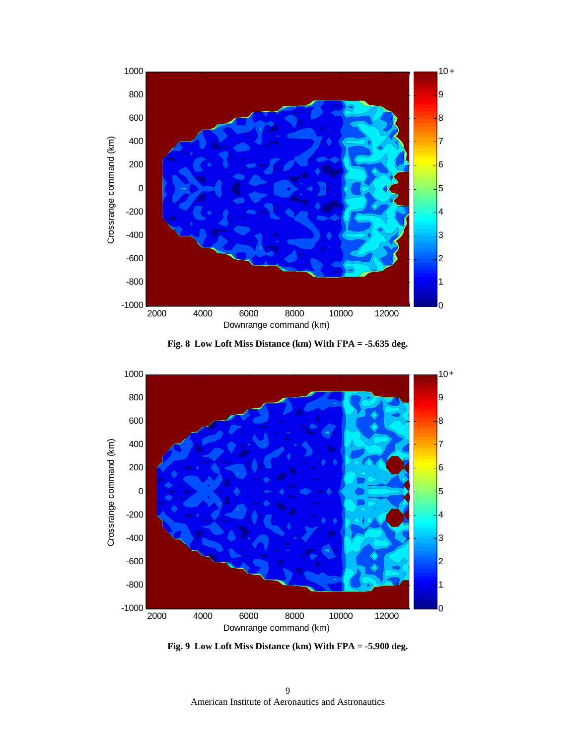Fig. 8  Low Loft Miss Distance (km) With FPA = -5.635 deg.

Fig. 9  Low Loft Miss Distance (km) With FPA = -5.900 deg.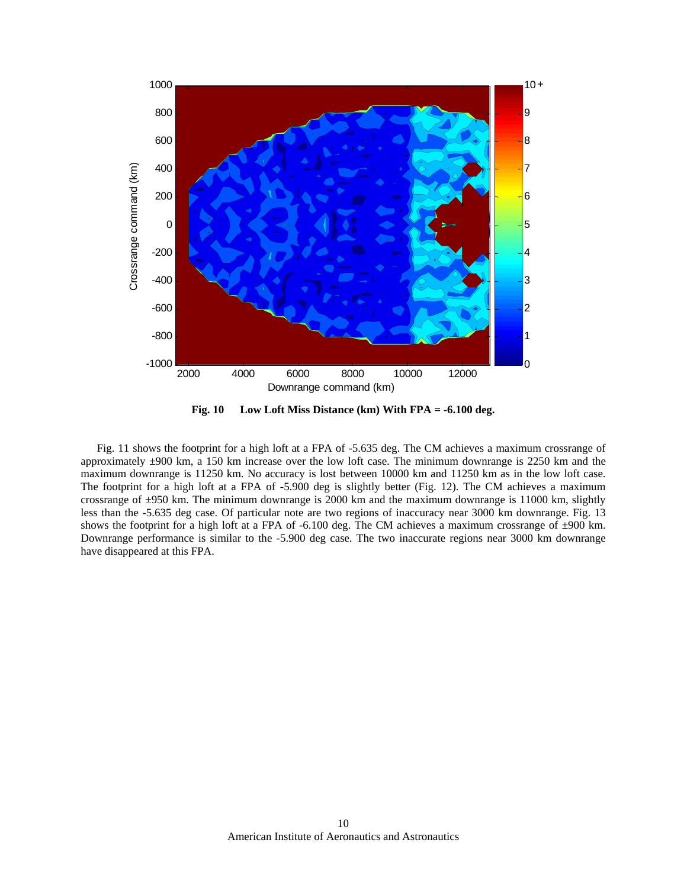**Fig. 10 Low Loft Miss Distance (km) With FPA = -6.100 deg.**

Fig. 11 shows the footprint for a high loft at a FPA of -5.635 deg. The CM achieves a maximum crossrange of approximately ±900 km, a 150 km increase over the low loft case. The minimum downrange is 2250 km and the maximum downrange is 11250 km. No accuracy is lost between 10000 km and 11250 km as in the low loft case. The footprint for a high loft at a FPA of -5.900 deg is slightly better (Fig. 12). The CM achieves a maximum crossrange of ±950 km. The minimum downrange is 2000 km and the maximum downrange is 11000 km, slightly less than the -5.635 deg case. Of particular note are two regions of inaccuracy near 3000 km downrange. Fig. 13 shows the footprint for a high loft at a FPA of -6.100 deg. The CM achieves a maximum crossrange of ±900 km. Downrange performance is similar to the -5.900 deg case. The two inaccurate regions near 3000 km downrange have disappeared at this FPA.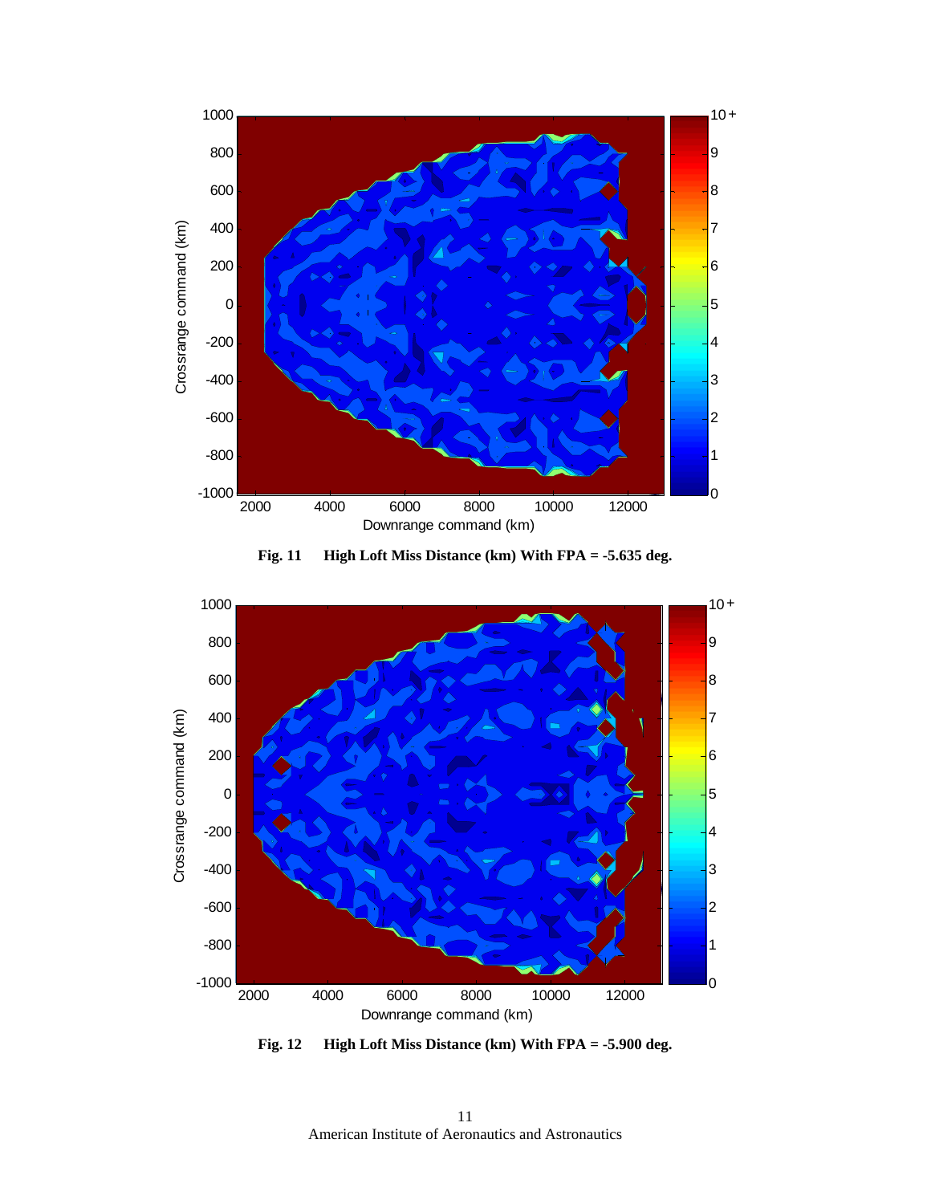**Fig. 11 High Loft Miss Distance (km) With FPA = -5.635 deg.**

**Fig. 12 High Loft Miss Distance (km) With FPA = -5.900 deg.**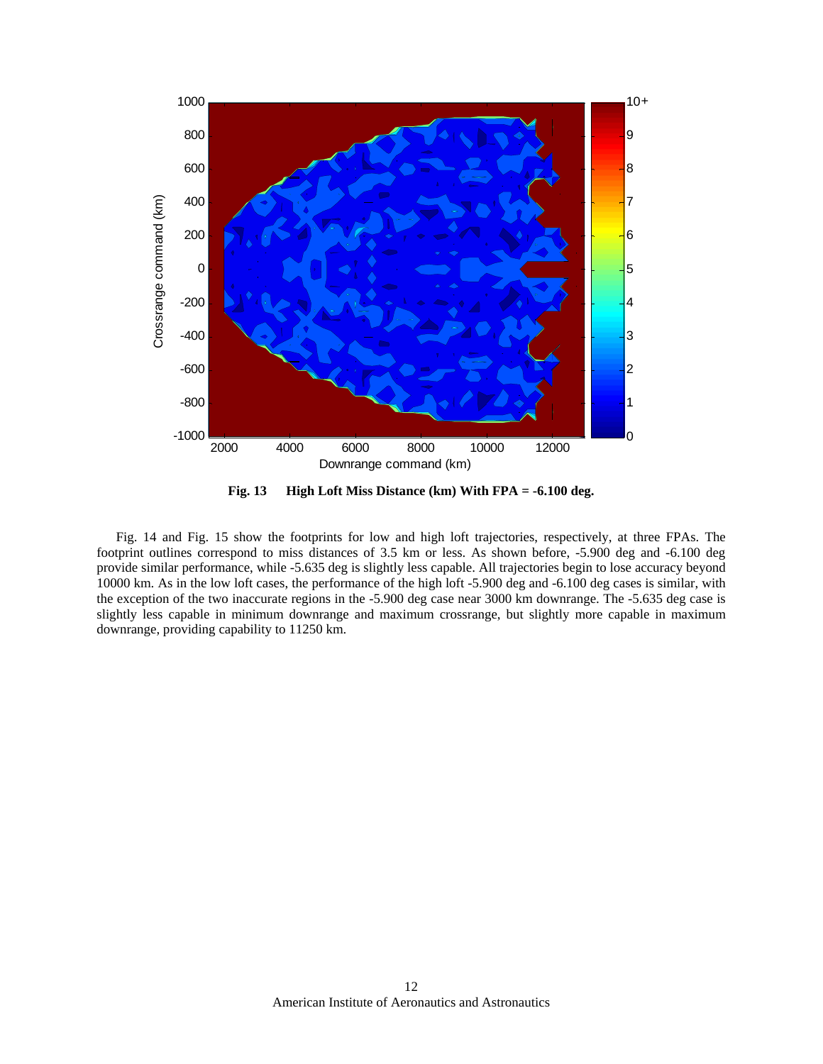**Fig. 13 High Loft Miss Distance (km) With FPA = -6.100 deg.**

Fig. 14 and Fig. 15 show the footprints for low and high loft trajectories, respectively, at three FPAs. The footprint outlines correspond to miss distances of 3.5 km or less. As shown before, -5.900 deg and -6.100 deg provide similar performance, while -5.635 deg is slightly less capable. All trajectories begin to lose accuracy beyond 10000 km. As in the low loft cases, the performance of the high loft -5.900 deg and -6.100 deg cases is similar, with the exception of the two inaccurate regions in the -5.900 deg case near 3000 km downrange. The -5.635 deg case is slightly less capable in minimum downrange and maximum crossrange, but slightly more capable in maximum downrange, providing capability to 11250 km.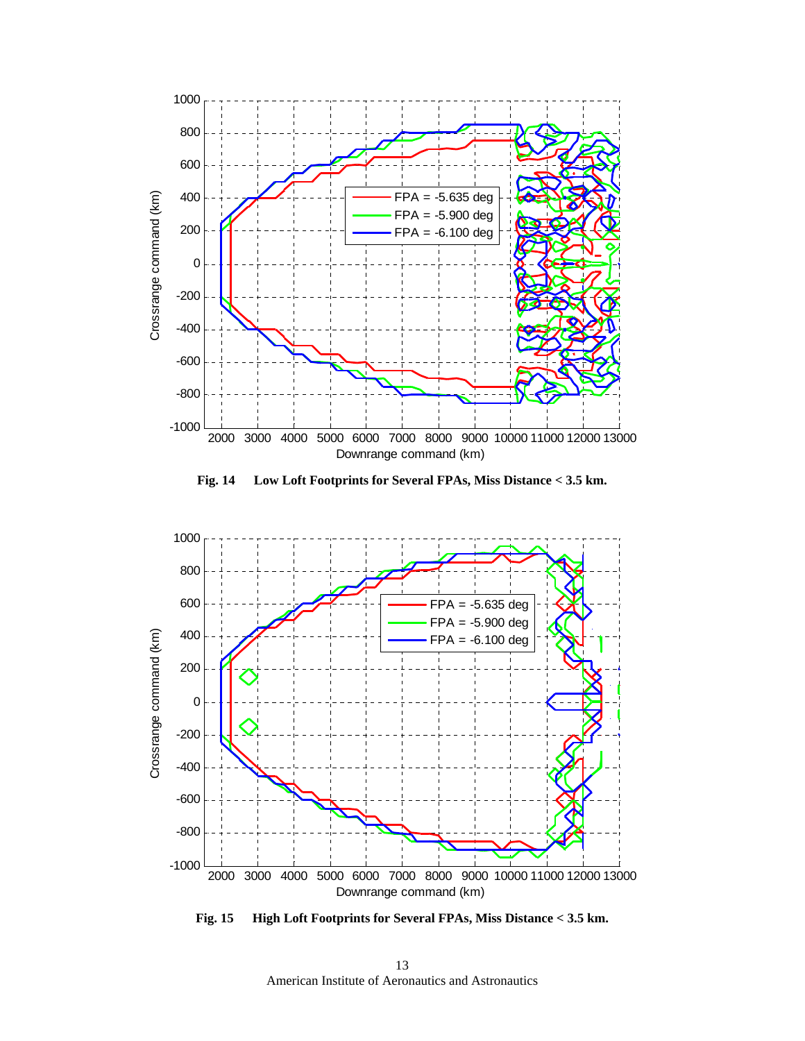**Fig. 14 Low Loft Footprints for Several FPAs, Miss Distance < 3.5 km.**

**Fig. 15 High Loft Footprints for Several FPAs, Miss Distance < 3.5 km.**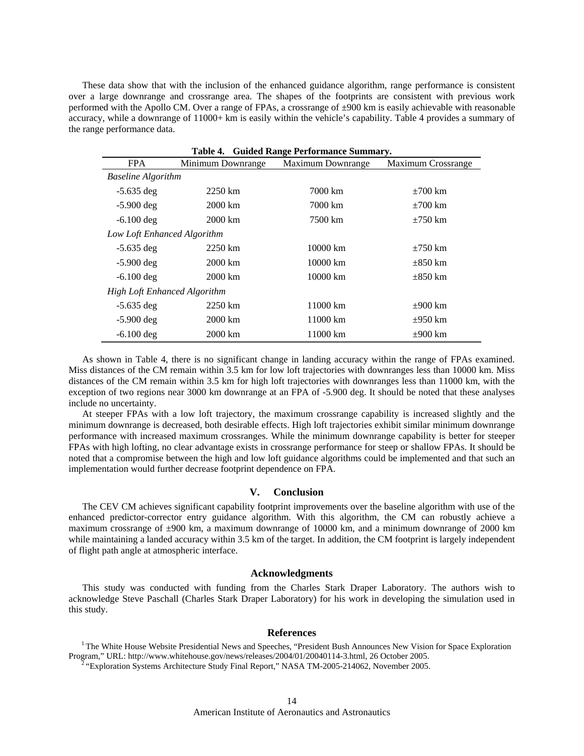These data show that with the inclusion of the enhanced guidance algorithm, range performance is consistent over a large downrange and crossrange area. The shapes of the footprints are consistent with previous work performed with the Apollo CM. Over a range of FPAs, a crossrange of ±900 km is easily achievable with reasonable accuracy, while a downrange of 11000+ km is easily within the vehicle's capability. Table 4 provides a summary of the range performance data.

**Table 4. Guided Range Performance Summary.**

| FPA | Minimum Downrange | Maximum Downrange | Maximum Crossrange |
|---|---|---|---|
| *Baseline Algorithm* | | | |
| -5.635 deg | 2250 km | 7000 km | ±700 km |
| -5.900 deg | 2000 km | 7000 km | ±700 km |
| -6.100 deg | 2000 km | 7500 km | ±750 km |
| *Low Loft Enhanced Algorithm* | | | |
| -5.635 deg | 2250 km | 10000 km | ±750 km |
| -5.900 deg | 2000 km | 10000 km | ±850 km |
| -6.100 deg | 2000 km | 10000 km | ±850 km |
| *High Loft Enhanced Algorithm* | | | |
| -5.635 deg | 2250 km | 11000 km | ±900 km |
| -5.900 deg | 2000 km | 11000 km | ±950 km |
| -6.100 deg | 2000 km | 11000 km | ±900 km |

As shown in Table 4, there is no significant change in landing accuracy within the range of FPAs examined. Miss distances of the CM remain within 3.5 km for low loft trajectories with downranges less than 10000 km. Miss distances of the CM remain within 3.5 km for high loft trajectories with downranges less than 11000 km, with the exception of two regions near 3000 km downrange at an FPA of -5.900 deg. It should be noted that these analyses include no uncertainty.

At steeper FPAs with a low loft trajectory, the maximum crossrange capability is increased slightly and the minimum downrange is decreased, both desirable effects. High loft trajectories exhibit similar minimum downrange performance with increased maximum crossranges. While the minimum downrange capability is better for steeper FPAs with high lofting, no clear advantage exists in crossrange performance for steep or shallow FPAs. It should be noted that a compromise between the high and low loft guidance algorithms could be implemented and that such an implementation would further decrease footprint dependence on FPA.

## V. Conclusion

The CEV CM achieves significant capability footprint improvements over the baseline algorithm with use of the enhanced predictor-corrector entry guidance algorithm. With this algorithm, the CM can robustly achieve a maximum crossrange of ±900 km, a maximum downrange of 10000 km, and a minimum downrange of 2000 km while maintaining a landed accuracy within 3.5 km of the target. In addition, the CM footprint is largely independent of flight path angle at atmospheric interface.

## Acknowledgments

This study was conducted with funding from the Charles Stark Draper Laboratory. The authors wish to acknowledge Steve Paschall (Charles Stark Draper Laboratory) for his work in developing the simulation used in this study.

## References

[1] The White House Website Presidential News and Speeches, "President Bush Announces New Vision for Space Exploration Program," URL: http://www.whitehouse.gov/news/releases/2004/01/20040114-3.html, 26 October 2005.

[2] "Exploration Systems Architecture Study Final Report," NASA TM-2005-214062, November 2005.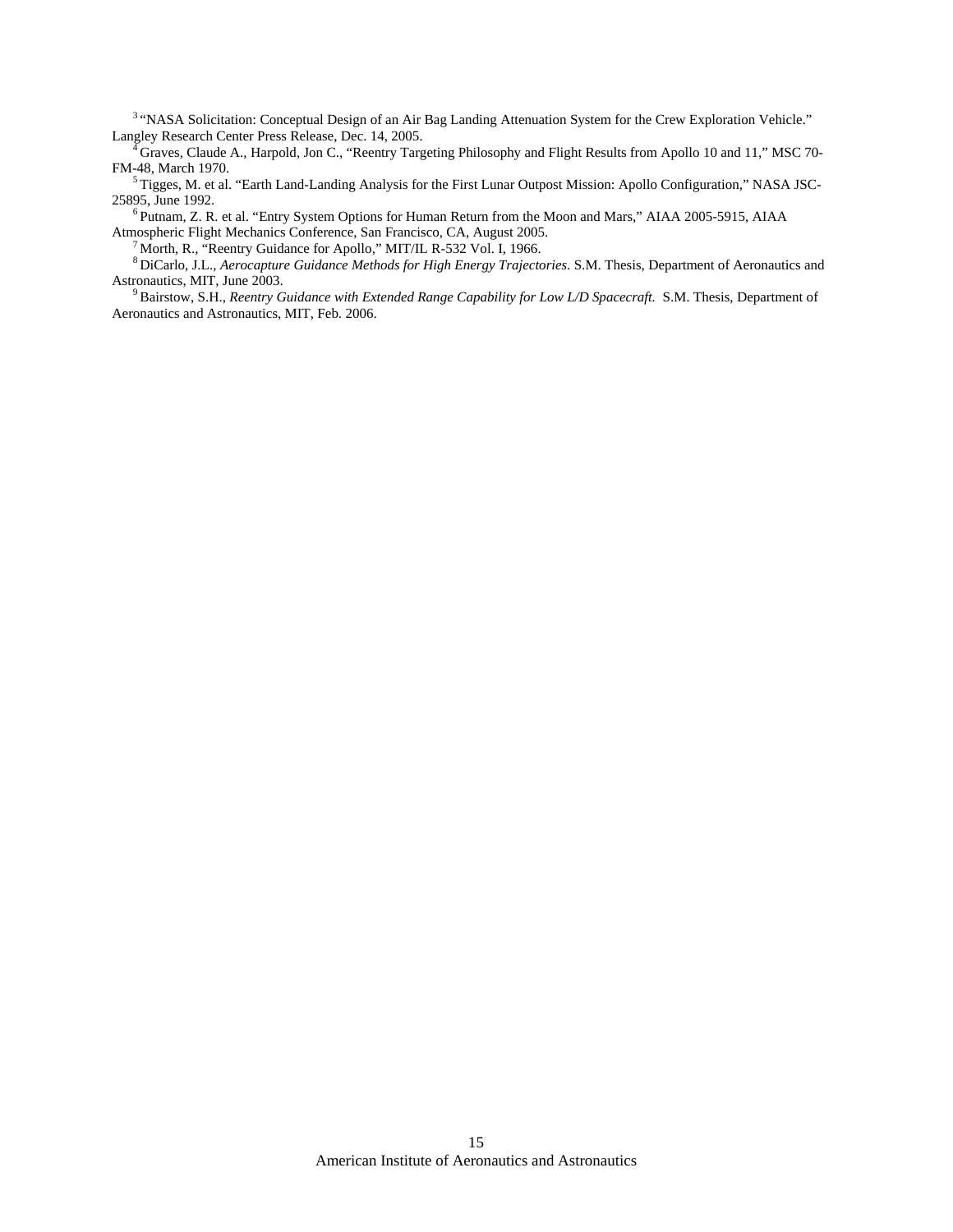[3] "NASA Solicitation: Conceptual Design of an Air Bag Landing Attenuation System for the Crew Exploration Vehicle." Langley Research Center Press Release, Dec. 14, 2005.

[4] Graves, Claude A., Harpold, Jon C., "Reentry Targeting Philosophy and Flight Results from Apollo 10 and 11," MSC 70-FM-48, March 1970.

[5] Tigges, M. et al. "Earth Land-Landing Analysis for the First Lunar Outpost Mission: Apollo Configuration," NASA JSC-25895, June 1992.

[6] Putnam, Z. R. et al. "Entry System Options for Human Return from the Moon and Mars," AIAA 2005-5915, AIAA Atmospheric Flight Mechanics Conference, San Francisco, CA, August 2005.

[7] Morth, R., "Reentry Guidance for Apollo," MIT/IL R-532 Vol. I, 1966.

[8] DiCarlo, J.L., *Aerocapture Guidance Methods for High Energy Trajectories.* S.M. Thesis, Department of Aeronautics and Astronautics, MIT, June 2003.

[9] Bairstow, S.H., *Reentry Guidance with Extended Range Capability for Low L/D Spacecraft.* S.M. Thesis, Department of Aeronautics and Astronautics, MIT, Feb. 2006.